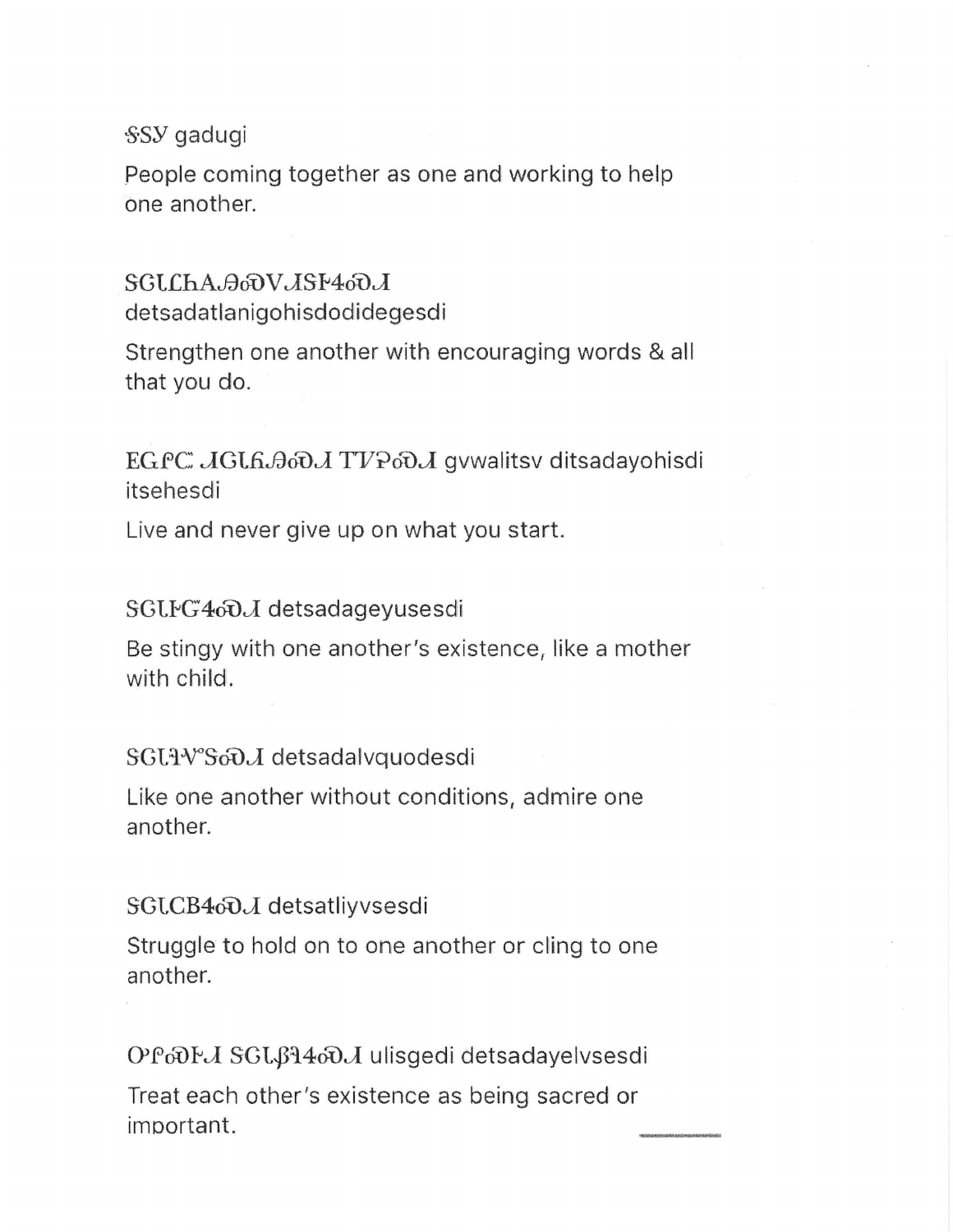ᎦᏚᎩ gadugi

People coming together as one and working to help one another.

ᏕᏣᏓᏝᏂᎪᎯᏍᏙᏗᏕᎨᏎᏍᏗ
detsadatlanigohisdodidegesdi

Strengthen one another with encouraging words & all that you do.

ᎬᏩᎵᏨ ᏗᏣᏓᏲᎯᏍᏗ ᎢᏤᎮᏍᏗ gvwalitsv ditsadayohisdi itsehesdi

Live and never give up on what you start.

ᏕᏣᏓᎨᏳᏎᏍᏗ detsadageyusesdi

Be stingy with one another's existence, like a mother with child.

ᏕᏣᏓᎸᏉᏕᏍᏗ detsadalvquodesdi

Like one another without conditions, admire one another.

ᏕᏣᏓᏟᏴᏎᏍᏗ detsatliyvsesdi

Struggle to hold on to one another or cling to one another.

ᎤᎵᏍᎨᏗ ᏕᏣᏓᏰᎸᏎᏍᏗ ulisgedi detsadayelvsesdi

Treat each other's existence as being sacred or important.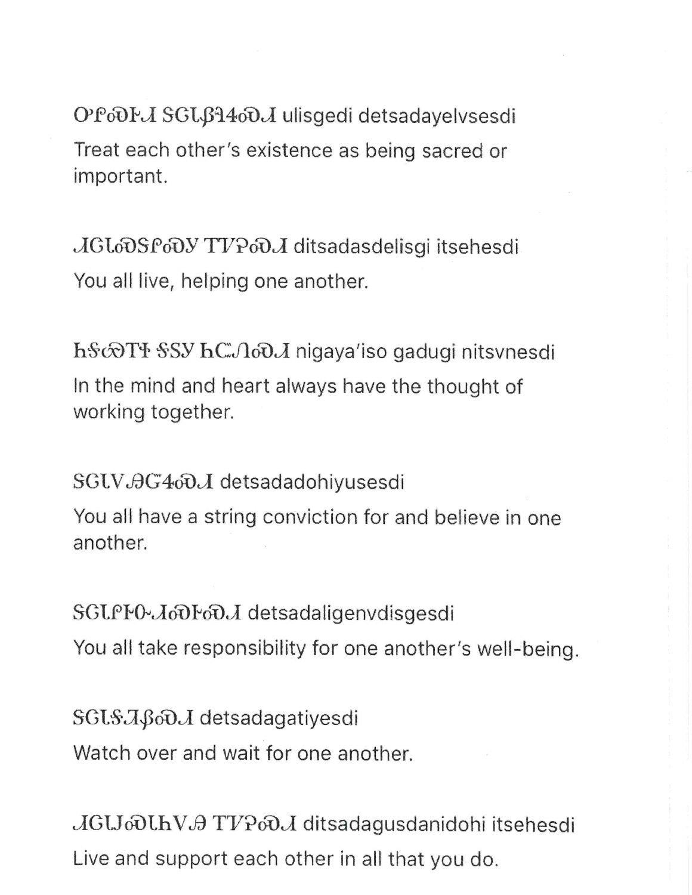ᎤᎵᏍᎨᏗ ᏕᏣᏓᏰᎸᏎᏍᏗ ulisgedi detsadayelvsesdi

Treat each other's existence as being sacred or important.

ᏗᏣᏓᏍᏕᎵᏍᎩ ᎢᏤᎮᏍᏗ ditsadasdelisgi itsehesdi

You all live, helping one another.

ᏂᎦᏯᎢᏐ ᎦᏚᎩ ᏂᏨᏁᏍᏗ nigaya'iso gadugi nitsvnesdi

In the mind and heart always have the thought of working together.

ᏕᏣᏓᏙᎯᏳᏎᏍᏗ detsadadohiyusesdi

You all have a string conviction for and believe in one another.

ᏕᏣᏓᎵᎨᏅᏗᏍᎨᏍᏗ detsadaligenvdisgesdi

You all take responsibility for one another's well-being.

ᏕᏣᏓᎦᏘᏰᏍᏗ detsadagatiyesdi

Watch over and wait for one another.

ᏗᏣᏓᎫᏍᏓᏂᏙᎯ ᎢᏤᎮᏍᏗ ditsadagusdanidohi itsehesdi

Live and support each other in all that you do.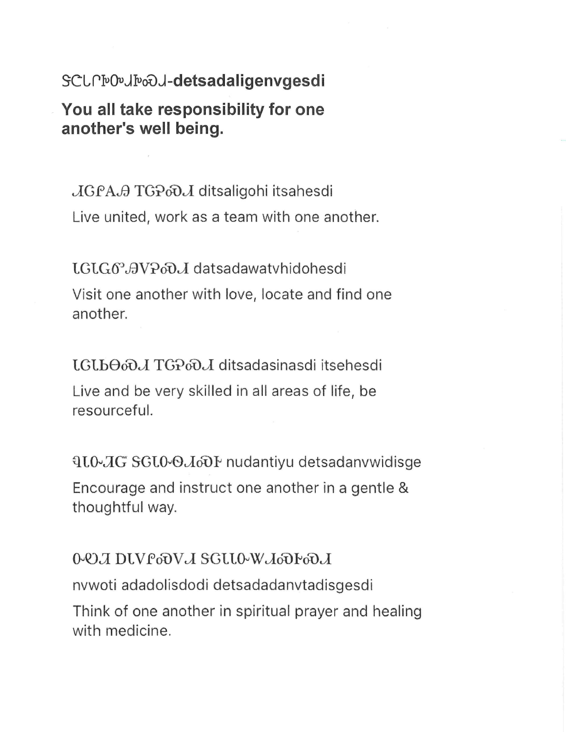## ᏕᏣᏓᎵᎨᏅᏗᎨᏍᏗ-detsadaligenvgesdi

**You all take responsibility for one another's well being.**

ᏗᏣᎵᎪᎯ ᎢᏣᎮᏍᏗ ditsaligohi itsahesdi

Live united, work as a team with one another.

ᏓᏣᏓᏩᏛᎯᏙᎮᏍᏗ datsadawatvhidohesdi

Visit one another with love, locate and find one another.

ᏓᏣᏓᏏᎾᏍᏗ ᎢᏣᎮᏍᏗ ditsadasinasdi itsehesdi

Live and be very skilled in all areas of life, be resourceful.

ᏄᏓᏅᏘᏯ ᏕᏣᏓᏅᏫᏗᏍᎨ nudantiyu detsadanvwidisge

Encourage and instruct one another in a gentle & thoughtful way.

ᏅᏬᏘ ᎠᏓᏙᎵᏍᏙᏗ ᏕᏣᏓᏓᏅᏔᏗᏍᎨᏍᏗ

nvwoti adadolisdodi detsadadanvtadisgesdi

Think of one another in spiritual prayer and healing with medicine.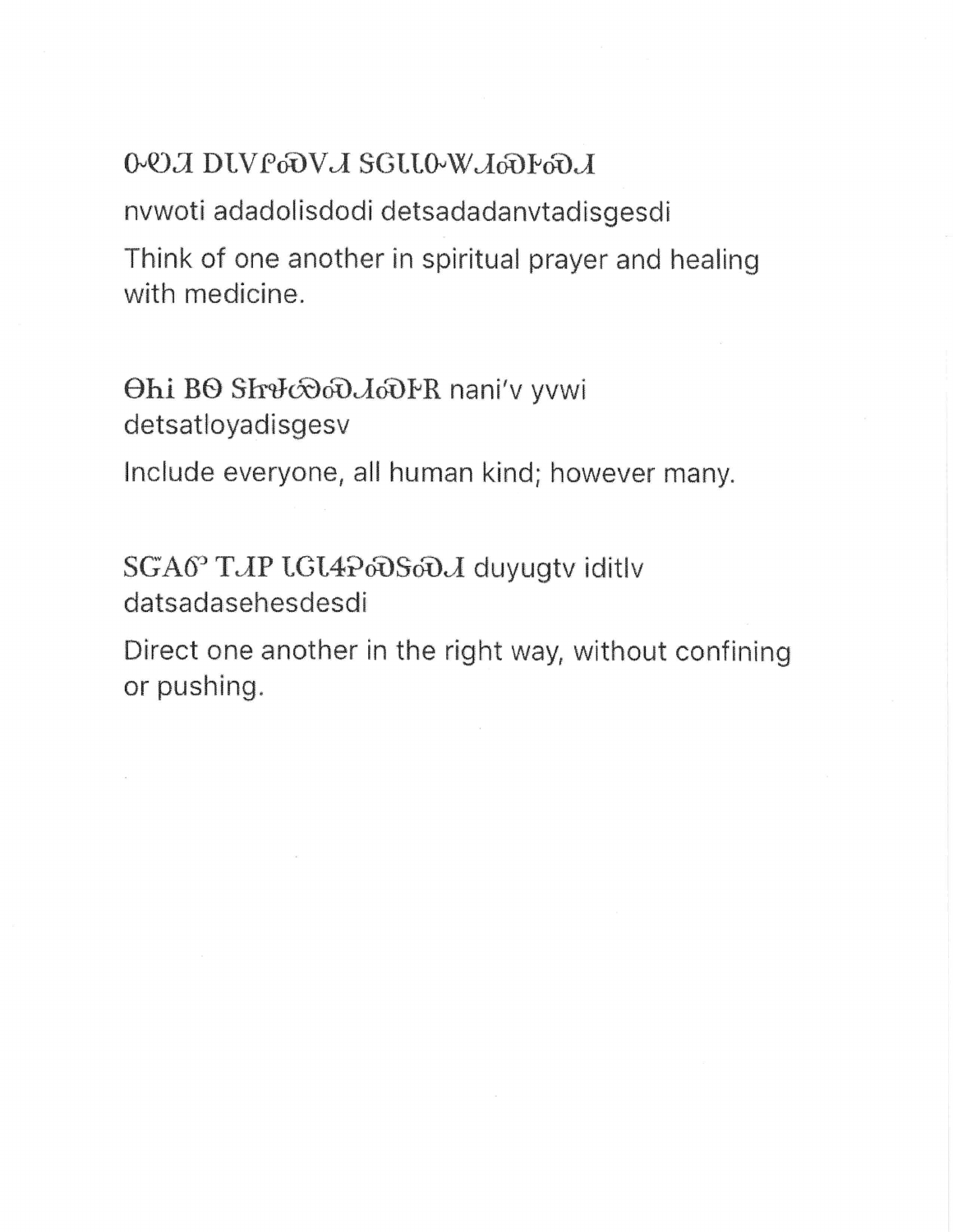ᏅᏬᏗ ᎠᏓᏙᎵᏍᏙᏗ ᏕᏣᏓᏓᏅᏔᏗᏍᎨᏍᏗ

nvwoti adadolisdodi detsadadanvtadisgesdi

Think of one another in spiritual prayer and healing with medicine.

ᎾᏂᎥ ᏴᏫ ᏕᏥᏠᏯᏍᏗᏍᎨᏒ nani'v yvwi detsatloyadisgesv

Include everyone, all human kind; however many.

ᏚᏳᎪᏛ ᎢᏗᏢ ᏓᏣᏓᏎᎮᏍᏕᏍᏗ duyugtv iditlv datsadasehesdesdi

Direct one another in the right way, without confining or pushing.